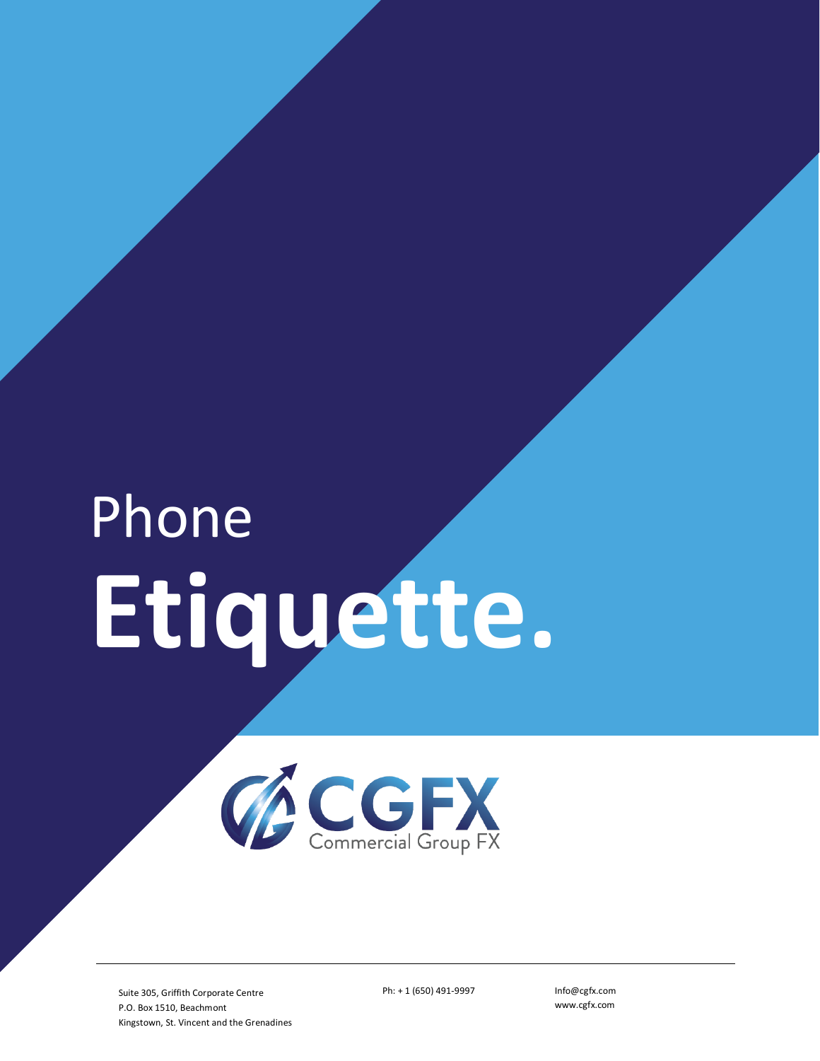# Phone **Etiquette.**

CGFX
Commercial Group FX

Suite 305, Griffith Corporate Centre
P.O. Box 1510, Beachmont
Kingstown, St. Vincent and the Grenadines

Ph: + 1 (650) 491-9997

Info@cgfx.com
www.cgfx.com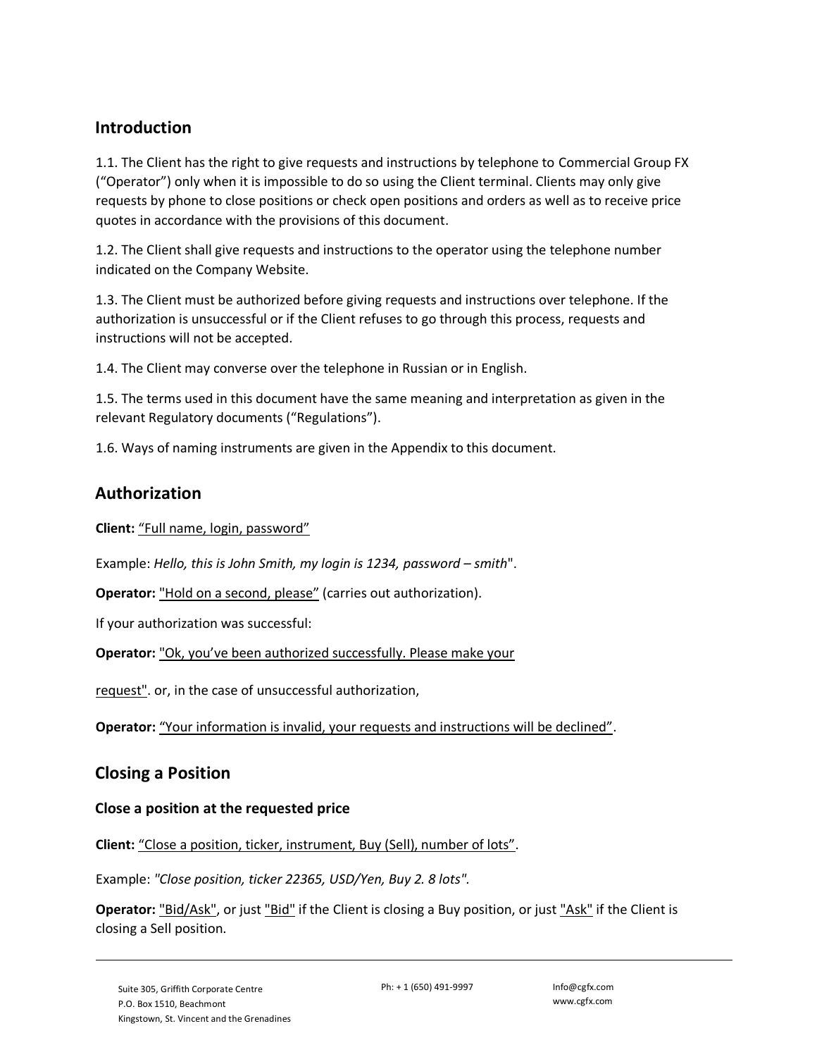## Introduction

1.1. The Client has the right to give requests and instructions by telephone to Commercial Group FX (“Operator”) only when it is impossible to do so using the Client terminal. Clients may only give requests by phone to close positions or check open positions and orders as well as to receive price quotes in accordance with the provisions of this document.

1.2. The Client shall give requests and instructions to the operator using the telephone number indicated on the Company Website.

1.3. The Client must be authorized before giving requests and instructions over telephone. If the authorization is unsuccessful or if the Client refuses to go through this process, requests and instructions will not be accepted.

1.4. The Client may converse over the telephone in Russian or in English.

1.5. The terms used in this document have the same meaning and interpretation as given in the relevant Regulatory documents (“Regulations”).

1.6. Ways of naming instruments are given in the Appendix to this document.

## Authorization

**Client:** “Full name, login, password”

Example: *Hello, this is John Smith, my login is 1234, password – smith*".

**Operator:** "Hold on a second, please” (carries out authorization).

If your authorization was successful:

**Operator:** "Ok, you’ve been authorized successfully. Please make your request". or, in the case of unsuccessful authorization,

**Operator:** “Your information is invalid, your requests and instructions will be declined”.

## Closing a Position

### Close a position at the requested price

**Client:** “Close a position, ticker, instrument, Buy (Sell), number of lots”.

Example: *"Close position, ticker 22365, USD/Yen, Buy 2. 8 lots".*

**Operator:** "Bid/Ask", or just "Bid" if the Client is closing a Buy position, or just "Ask" if the Client is closing a Sell position.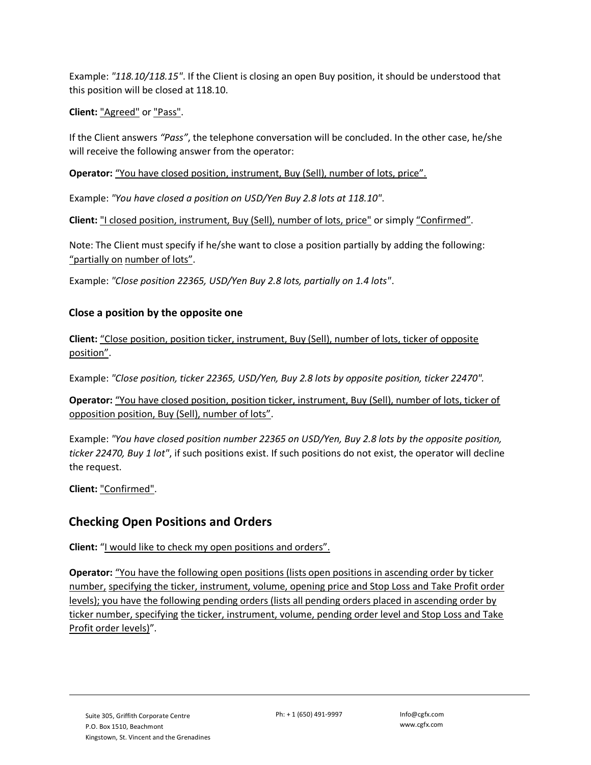Example: *"118.10/118.15"*. If the Client is closing an open Buy position, it should be understood that this position will be closed at 118.10.

**Client:** "Agreed" or "Pass".

If the Client answers *"Pass"*, the telephone conversation will be concluded. In the other case, he/she will receive the following answer from the operator:

**Operator:** "You have closed position, instrument, Buy (Sell), number of lots, price".

Example: *"You have closed a position on USD/Yen Buy 2.8 lots at 118.10"*.

**Client:** "I closed position, instrument, Buy (Sell), number of lots, price" or simply "Confirmed".

Note: The Client must specify if he/she want to close a position partially by adding the following: "partially on number of lots".

Example: *"Close position 22365, USD/Yen Buy 2.8 lots, partially on 1.4 lots"*.

### Close a position by the opposite one

**Client:** "Close position, position ticker, instrument, Buy (Sell), number of lots, ticker of opposite position".

Example: *"Close position, ticker 22365, USD/Yen, Buy 2.8 lots by opposite position, ticker 22470".*

**Operator:** "You have closed position, position ticker, instrument, Buy (Sell), number of lots, ticker of opposition position, Buy (Sell), number of lots".

Example: *"You have closed position number 22365 on USD/Yen, Buy 2.8 lots by the opposite position, ticker 22470, Buy 1 lot"*, if such positions exist. If such positions do not exist, the operator will decline the request.

**Client:** "Confirmed".

## Checking Open Positions and Orders

**Client:** "I would like to check my open positions and orders".

**Operator:** "You have the following open positions (lists open positions in ascending order by ticker number, specifying the ticker, instrument, volume, opening price and Stop Loss and Take Profit order levels); you have the following pending orders (lists all pending orders placed in ascending order by ticker number, specifying the ticker, instrument, volume, pending order level and Stop Loss and Take Profit order levels)".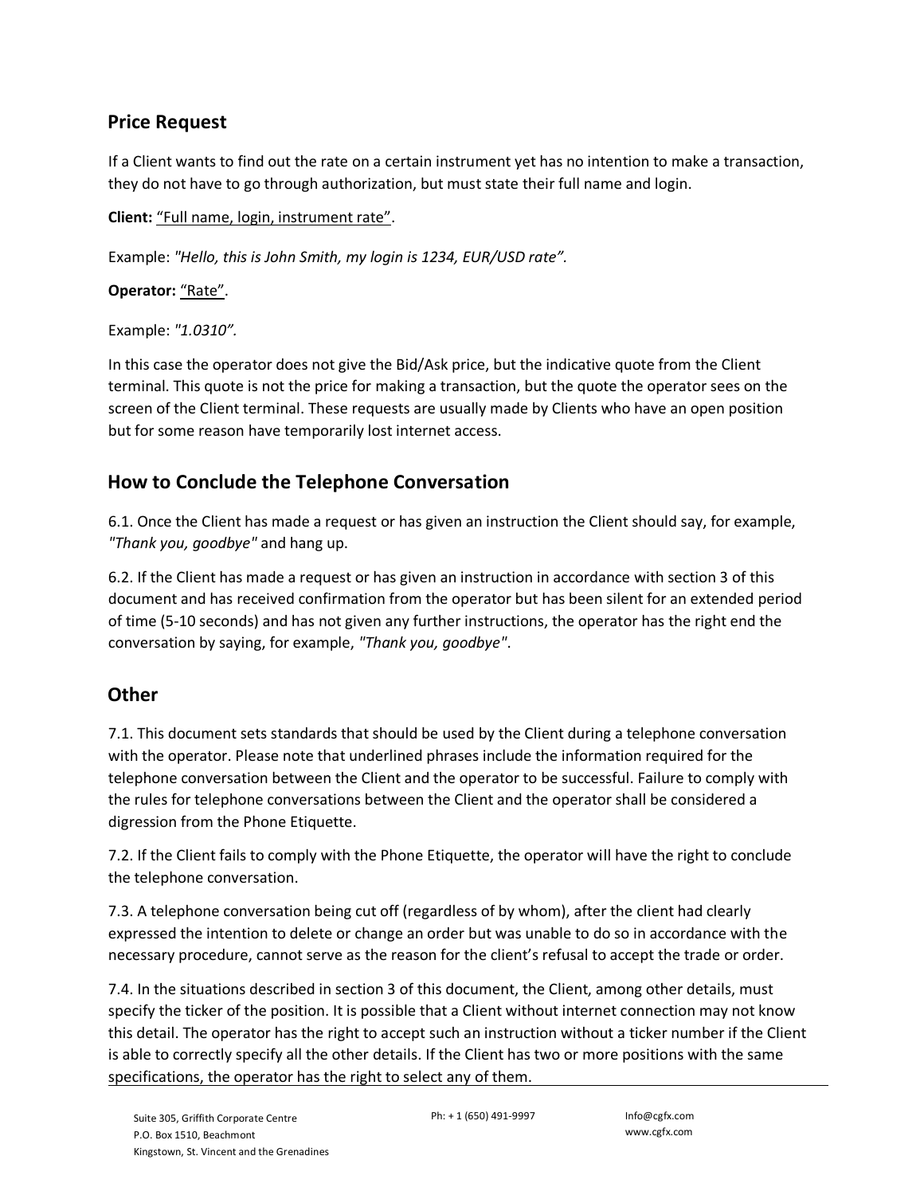## Price Request

If a Client wants to find out the rate on a certain instrument yet has no intention to make a transaction, they do not have to go through authorization, but must state their full name and login.

**Client:** <u>“Full name, login, instrument rate”</u>.

Example: *"Hello, this is John Smith, my login is 1234, EUR/USD rate”.*

**Operator:** <u>“Rate”</u>.

Example: *"1.0310”.*

In this case the operator does not give the Bid/Ask price, but the indicative quote from the Client terminal. This quote is not the price for making a transaction, but the quote the operator sees on the screen of the Client terminal. These requests are usually made by Clients who have an open position but for some reason have temporarily lost internet access.

## How to Conclude the Telephone Conversation

6.1. Once the Client has made a request or has given an instruction the Client should say, for example, *"Thank you, goodbye"* and hang up.

6.2. If the Client has made a request or has given an instruction in accordance with section 3 of this document and has received confirmation from the operator but has been silent for an extended period of time (5-10 seconds) and has not given any further instructions, the operator has the right end the conversation by saying, for example, *"Thank you, goodbye"*.

## Other

7.1. This document sets standards that should be used by the Client during a telephone conversation with the operator. Please note that underlined phrases include the information required for the telephone conversation between the Client and the operator to be successful. Failure to comply with the rules for telephone conversations between the Client and the operator shall be considered a digression from the Phone Etiquette.

7.2. If the Client fails to comply with the Phone Etiquette, the operator will have the right to conclude the telephone conversation.

7.3. A telephone conversation being cut off (regardless of by whom), after the client had clearly expressed the intention to delete or change an order but was unable to do so in accordance with the necessary procedure, cannot serve as the reason for the client’s refusal to accept the trade or order.

7.4. In the situations described in section 3 of this document, the Client, among other details, must specify the ticker of the position. It is possible that a Client without internet connection may not know this detail. The operator has the right to accept such an instruction without a ticker number if the Client is able to correctly specify all the other details. If the Client has two or more positions with the same specifications, the operator has the right to select any of them.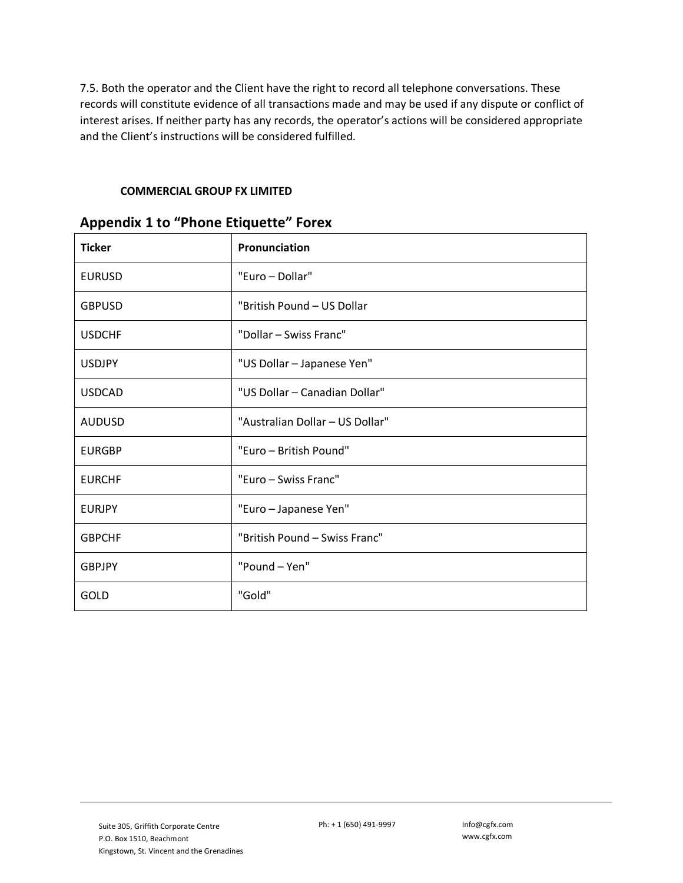7.5. Both the operator and the Client have the right to record all telephone conversations. These records will constitute evidence of all transactions made and may be used if any dispute or conflict of interest arises. If neither party has any records, the operator's actions will be considered appropriate and the Client's instructions will be considered fulfilled.

**COMMERCIAL GROUP FX LIMITED**

## Appendix 1 to "Phone Etiquette" Forex

| Ticker | Pronunciation |
|---|---|
| EURUSD | "Euro – Dollar" |
| GBPUSD | "British Pound – US Dollar |
| USDCHF | "Dollar – Swiss Franc" |
| USDJPY | "US Dollar – Japanese Yen" |
| USDCAD | "US Dollar – Canadian Dollar" |
| AUDUSD | "Australian Dollar – US Dollar" |
| EURGBP | "Euro – British Pound" |
| EURCHF | "Euro – Swiss Franc" |
| EURJPY | "Euro – Japanese Yen" |
| GBPCHF | "British Pound – Swiss Franc" |
| GBPJPY | "Pound – Yen" |
| GOLD | "Gold" |